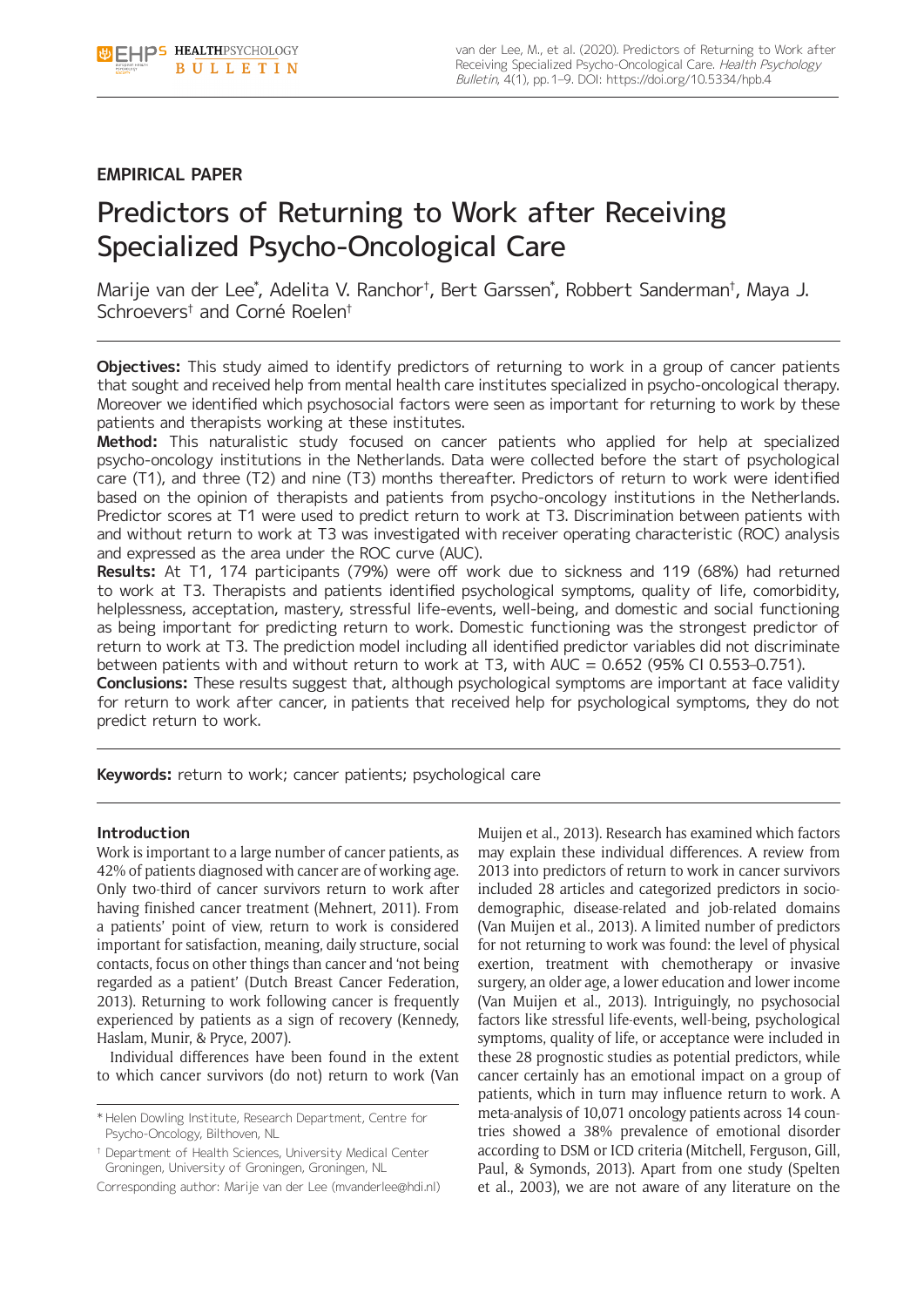## EMPIRICAL PAPER

# Predictors of Returning to Work after Receiving Specialized Psycho-Oncological Care

Marije van der Lee*, Adelita V. Ranchor†, Bert Garssen*, Robbert Sanderman†, Maya J. Schroevers† and Corné Roelen†

**Objectives:** This study aimed to identify predictors of returning to work in a group of cancer patients that sought and received help from mental health care institutes specialized in psycho-oncological therapy. Moreover we identified which psychosocial factors were seen as important for returning to work by these patients and therapists working at these institutes.

**Method:** This naturalistic study focused on cancer patients who applied for help at specialized psycho-oncology institutions in the Netherlands. Data were collected before the start of psychological care (T1), and three (T2) and nine (T3) months thereafter. Predictors of return to work were identified based on the opinion of therapists and patients from psycho-oncology institutions in the Netherlands. Predictor scores at T1 were used to predict return to work at T3. Discrimination between patients with and without return to work at T3 was investigated with receiver operating characteristic (ROC) analysis and expressed as the area under the ROC curve (AUC).

**Results:** At T1, 174 participants (79%) were off work due to sickness and 119 (68%) had returned to work at T3. Therapists and patients identified psychological symptoms, quality of life, comorbidity, helplessness, acceptation, mastery, stressful life-events, well-being, and domestic and social functioning as being important for predicting return to work. Domestic functioning was the strongest predictor of return to work at T3. The prediction model including all identified predictor variables did not discriminate between patients with and without return to work at T3, with AUC = 0.652 (95% CI 0.553–0.751).

**Conclusions:** These results suggest that, although psychological symptoms are important at face validity for return to work after cancer, in patients that received help for psychological symptoms, they do not predict return to work.

**Keywords:** return to work; cancer patients; psychological care

## Introduction

Work is important to a large number of cancer patients, as 42% of patients diagnosed with cancer are of working age. Only two-third of cancer survivors return to work after having finished cancer treatment (Mehnert, 2011). From a patients' point of view, return to work is considered important for satisfaction, meaning, daily structure, social contacts, focus on other things than cancer and 'not being regarded as a patient' (Dutch Breast Cancer Federation, 2013). Returning to work following cancer is frequently experienced by patients as a sign of recovery (Kennedy, Haslam, Munir, & Pryce, 2007).

Individual differences have been found in the extent to which cancer survivors (do not) return to work (Van Muijen et al., 2013). Research has examined which factors may explain these individual differences. A review from 2013 into predictors of return to work in cancer survivors included 28 articles and categorized predictors in socio-demographic, disease-related and job-related domains (Van Muijen et al., 2013). A limited number of predictors for not returning to work was found: the level of physical exertion, treatment with chemotherapy or invasive surgery, an older age, a lower education and lower income (Van Muijen et al., 2013). Intriguingly, no psychosocial factors like stressful life-events, well-being, psychological symptoms, quality of life, or acceptance were included in these 28 prognostic studies as potential predictors, while cancer certainly has an emotional impact on a group of patients, which in turn may influence return to work. A meta-analysis of 10,071 oncology patients across 14 countries showed a 38% prevalence of emotional disorder according to DSM or ICD criteria (Mitchell, Ferguson, Gill, Paul, & Symonds, 2013). Apart from one study (Spelten et al., 2003), we are not aware of any literature on the

\* Helen Dowling Institute, Research Department, Centre for Psycho-Oncology, Bilthoven, NL

† Department of Health Sciences, University Medical Center Groningen, University of Groningen, Groningen, NL

Corresponding author: Marije van der Lee (mvanderlee@hdi.nl)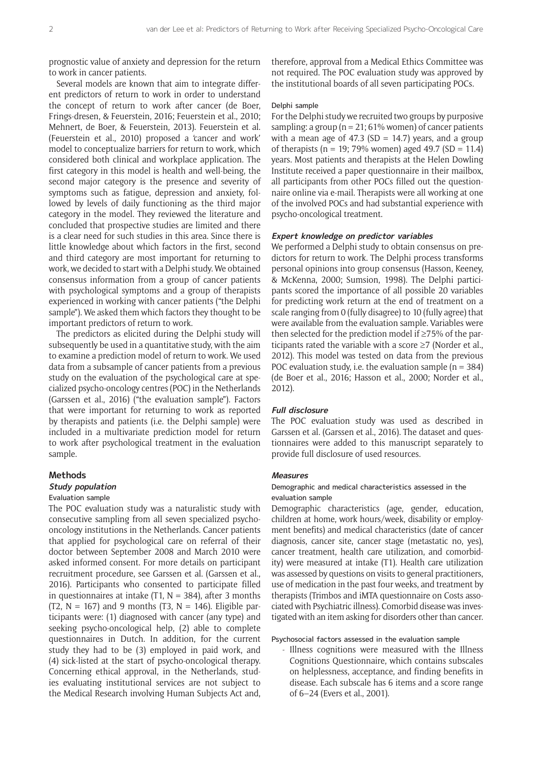prognostic value of anxiety and depression for the return to work in cancer patients.

Several models are known that aim to integrate different predictors of return to work in order to understand the concept of return to work after cancer (de Boer, Frings-dresen, & Feuerstein, 2016; Feuerstein et al., 2010; Mehnert, de Boer, & Feuerstein, 2013). Feuerstein et al. (Feuerstein et al., 2010) proposed a 'cancer and work' model to conceptualize barriers for return to work, which considered both clinical and workplace application. The first category in this model is health and well-being, the second major category is the presence and severity of symptoms such as fatigue, depression and anxiety, followed by levels of daily functioning as the third major category in the model. They reviewed the literature and concluded that prospective studies are limited and there is a clear need for such studies in this area. Since there is little knowledge about which factors in the first, second and third category are most important for returning to work, we decided to start with a Delphi study. We obtained consensus information from a group of cancer patients with psychological symptoms and a group of therapists experienced in working with cancer patients ("the Delphi sample"). We asked them which factors they thought to be important predictors of return to work.

The predictors as elicited during the Delphi study will subsequently be used in a quantitative study, with the aim to examine a prediction model of return to work. We used data from a subsample of cancer patients from a previous study on the evaluation of the psychological care at specialized psycho-oncology centres (POC) in the Netherlands (Garssen et al., 2016) ("the evaluation sample"). Factors that were important for returning to work as reported by therapists and patients (i.e. the Delphi sample) were included in a multivariate prediction model for return to work after psychological treatment in the evaluation sample.

## Methods

### Study population

#### Evaluation sample

The POC evaluation study was a naturalistic study with consecutive sampling from all seven specialized psycho-oncology institutions in the Netherlands. Cancer patients that applied for psychological care on referral of their doctor between September 2008 and March 2010 were asked informed consent. For more details on participant recruitment procedure, see Garssen et al. (Garssen et al., 2016). Participants who consented to participate filled in questionnaires at intake (T1, N = 384), after 3 months (T2, N = 167) and 9 months (T3, N = 146). Eligible participants were: (1) diagnosed with cancer (any type) and seeking psycho-oncological help, (2) able to complete questionnaires in Dutch. In addition, for the current study they had to be (3) employed in paid work, and (4) sick-listed at the start of psycho-oncological therapy. Concerning ethical approval, in the Netherlands, studies evaluating institutional services are not subject to the Medical Research involving Human Subjects Act and, therefore, approval from a Medical Ethics Committee was not required. The POC evaluation study was approved by the institutional boards of all seven participating POCs.

#### Delphi sample

For the Delphi study we recruited two groups by purposive sampling: a group (n = 21; 61% women) of cancer patients with a mean age of 47.3 (SD = 14.7) years, and a group of therapists (n = 19; 79% women) aged 49.7 (SD = 11.4) years. Most patients and therapists at the Helen Dowling Institute received a paper questionnaire in their mailbox, all participants from other POCs filled out the questionnaire online via e-mail. Therapists were all working at one of the involved POCs and had substantial experience with psycho-oncological treatment.

### Expert knowledge on predictor variables

We performed a Delphi study to obtain consensus on predictors for return to work. The Delphi process transforms personal opinions into group consensus (Hasson, Keeney, & McKenna, 2000; Sumsion, 1998). The Delphi participants scored the importance of all possible 20 variables for predicting work return at the end of treatment on a scale ranging from 0 (fully disagree) to 10 (fully agree) that were available from the evaluation sample. Variables were then selected for the prediction model if ≥75% of the participants rated the variable with a score ≥7 (Norder et al., 2012). This model was tested on data from the previous POC evaluation study, i.e. the evaluation sample (n = 384) (de Boer et al., 2016; Hasson et al., 2000; Norder et al., 2012).

### Full disclosure

The POC evaluation study was used as described in Garssen et al. (Garssen et al., 2016). The dataset and questionnaires were added to this manuscript separately to provide full disclosure of used resources.

### Measures

#### Demographic and medical characteristics assessed in the evaluation sample

Demographic characteristics (age, gender, education, children at home, work hours/week, disability or employment benefits) and medical characteristics (date of cancer diagnosis, cancer site, cancer stage (metastatic no, yes), cancer treatment, health care utilization, and comorbidity) were measured at intake (T1). Health care utilization was assessed by questions on visits to general practitioners, use of medication in the past four weeks, and treatment by therapists (Trimbos and iMTA questionnaire on Costs associated with Psychiatric illness). Comorbid disease was investigated with an item asking for disorders other than cancer.

#### Psychosocial factors assessed in the evaluation sample

- Illness cognitions were measured with the Illness Cognitions Questionnaire, which contains subscales on helplessness, acceptance, and finding benefits in disease. Each subscale has 6 items and a score range of 6–24 (Evers et al., 2001).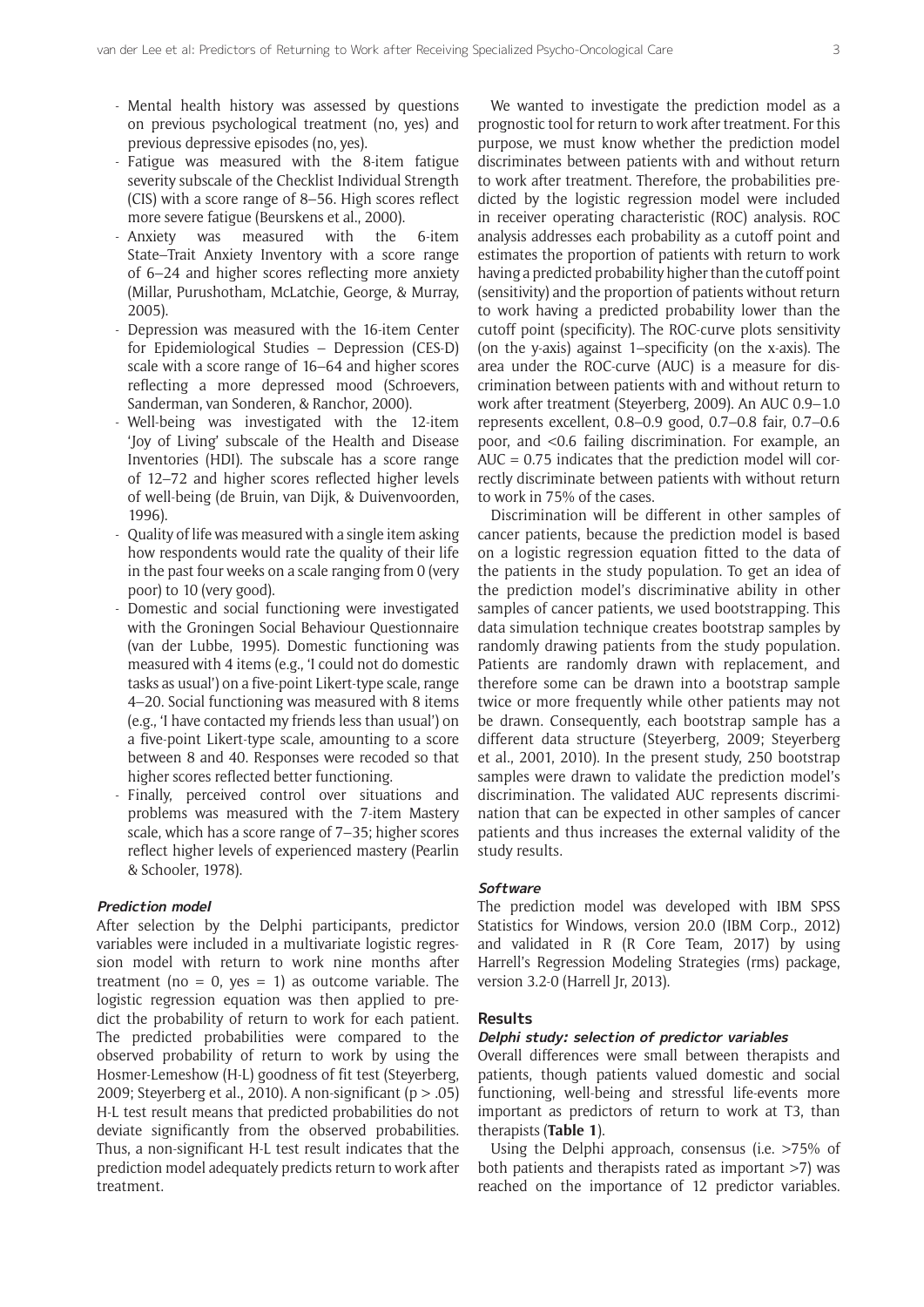- Mental health history was assessed by questions on previous psychological treatment (no, yes) and previous depressive episodes (no, yes).
- Fatigue was measured with the 8-item fatigue severity subscale of the Checklist Individual Strength (CIS) with a score range of 8–56. High scores reflect more severe fatigue (Beurskens et al., 2000).
- Anxiety was measured with the 6-item State–Trait Anxiety Inventory with a score range of 6–24 and higher scores reflecting more anxiety (Millar, Purushotham, McLatchie, George, & Murray, 2005).
- Depression was measured with the 16-item Center for Epidemiological Studies – Depression (CES-D) scale with a score range of 16–64 and higher scores reflecting a more depressed mood (Schroevers, Sanderman, van Sonderen, & Ranchor, 2000).
- Well-being was investigated with the 12-item 'Joy of Living' subscale of the Health and Disease Inventories (HDI). The subscale has a score range of 12–72 and higher scores reflected higher levels of well-being (de Bruin, van Dijk, & Duivenvoorden, 1996).
- Quality of life was measured with a single item asking how respondents would rate the quality of their life in the past four weeks on a scale ranging from 0 (very poor) to 10 (very good).
- Domestic and social functioning were investigated with the Groningen Social Behaviour Questionnaire (van der Lubbe, 1995). Domestic functioning was measured with 4 items (e.g., 'I could not do domestic tasks as usual') on a five-point Likert-type scale, range 4–20. Social functioning was measured with 8 items (e.g., 'I have contacted my friends less than usual') on a five-point Likert-type scale, amounting to a score between 8 and 40. Responses were recoded so that higher scores reflected better functioning.
- Finally, perceived control over situations and problems was measured with the 7-item Mastery scale, which has a score range of 7–35; higher scores reflect higher levels of experienced mastery (Pearlin & Schooler, 1978).

#### Prediction model

After selection by the Delphi participants, predictor variables were included in a multivariate logistic regression model with return to work nine months after treatment (no = 0, yes = 1) as outcome variable. The logistic regression equation was then applied to predict the probability of return to work for each patient. The predicted probabilities were compared to the observed probability of return to work by using the Hosmer-Lemeshow (H-L) goodness of fit test (Steyerberg, 2009; Steyerberg et al., 2010). A non-significant ($p > .05$) H-L test result means that predicted probabilities do not deviate significantly from the observed probabilities. Thus, a non-significant H-L test result indicates that the prediction model adequately predicts return to work after treatment.

We wanted to investigate the prediction model as a prognostic tool for return to work after treatment. For this purpose, we must know whether the prediction model discriminates between patients with and without return to work after treatment. Therefore, the probabilities predicted by the logistic regression model were included in receiver operating characteristic (ROC) analysis. ROC analysis addresses each probability as a cutoff point and estimates the proportion of patients with return to work having a predicted probability higher than the cutoff point (sensitivity) and the proportion of patients without return to work having a predicted probability lower than the cutoff point (specificity). The ROC-curve plots sensitivity (on the y-axis) against 1–specificity (on the x-axis). The area under the ROC-curve (AUC) is a measure for discrimination between patients with and without return to work after treatment (Steyerberg, 2009). An AUC 0.9–1.0 represents excellent, 0.8–0.9 good, 0.7–0.8 fair, 0.7–0.6 poor, and <0.6 failing discrimination. For example, an AUC = 0.75 indicates that the prediction model will correctly discriminate between patients with without return to work in 75% of the cases.

Discrimination will be different in other samples of cancer patients, because the prediction model is based on a logistic regression equation fitted to the data of the patients in the study population. To get an idea of the prediction model's discriminative ability in other samples of cancer patients, we used bootstrapping. This data simulation technique creates bootstrap samples by randomly drawing patients from the study population. Patients are randomly drawn with replacement, and therefore some can be drawn into a bootstrap sample twice or more frequently while other patients may not be drawn. Consequently, each bootstrap sample has a different data structure (Steyerberg, 2009; Steyerberg et al., 2001, 2010). In the present study, 250 bootstrap samples were drawn to validate the prediction model's discrimination. The validated AUC represents discrimination that can be expected in other samples of cancer patients and thus increases the external validity of the study results.

#### Software

The prediction model was developed with IBM SPSS Statistics for Windows, version 20.0 (IBM Corp., 2012) and validated in R (R Core Team, 2017) by using Harrell's Regression Modeling Strategies (rms) package, version 3.2-0 (Harrell Jr, 2013).

## Results

#### Delphi study: selection of predictor variables

Overall differences were small between therapists and patients, though patients valued domestic and social functioning, well-being and stressful life-events more important as predictors of return to work at T3, than therapists (**Table 1**).

Using the Delphi approach, consensus (i.e. >75% of both patients and therapists rated as important >7) was reached on the importance of 12 predictor variables.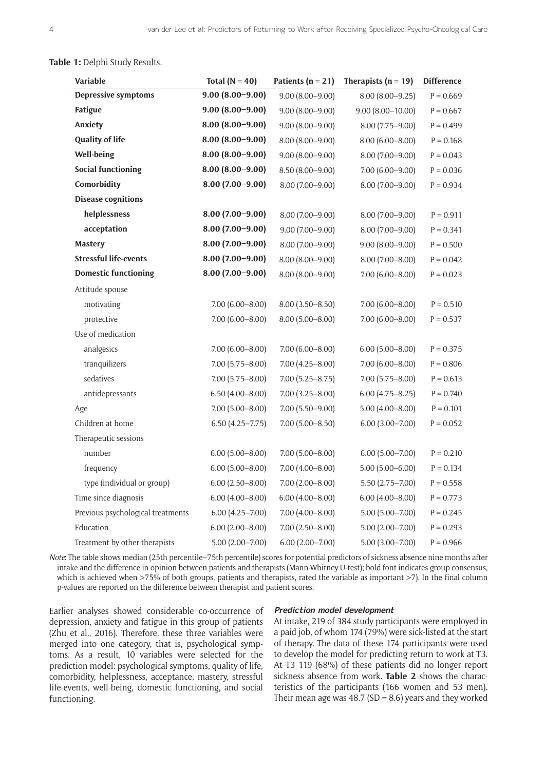**Table 1:** Delphi Study Results.

| Variable | Total (N = 40) | Patients (n = 21) | Therapists (n = 19) | Difference |
|---|---|---|---|---|
| **Depressive symptoms** | **9.00 (8.00–9.00)** | 9.00 (8.00–9.00) | 8.00 (8.00–9.25) | P = 0.669 |
| **Fatigue** | **9.00 (8.00–9.00)** | 9.00 (8.00–9.00) | 9.00 (8.00–10.00) | P = 0.667 |
| **Anxiety** | **8.00 (8.00–9.00)** | 9.00 (8.00–9.00) | 8.00 (7.75–9.00) | P = 0.499 |
| **Quality of life** | **8.00 (8.00–9.00)** | 8.00 (8.00–9.00) | 8.00 (6.00–8.00) | P = 0.168 |
| **Well-being** | **8.00 (8.00–9.00)** | 9.00 (8.00–9.00) | 8.00 (7.00–9.00) | P = 0.043 |
| **Social functioning** | **8.00 (8.00–9.00)** | 8.50 (8.00–9.00) | 7.00 (6.00–9.00) | P = 0.036 |
| **Comorbidity** | **8.00 (7.00–9.00)** | 8.00 (7.00–9.00) | 8.00 (7.00–9.00) | P = 0.934 |
| **Disease cognitions** | | | | |
| **helplessness** | **8.00 (7.00–9.00)** | 8.00 (7.00–9.00) | 8.00 (7.00–9.00) | P = 0.911 |
| **acceptation** | **8.00 (7.00–9.00)** | 9.00 (7.00–9.00) | 8.00 (7.00–9.00) | P = 0.341 |
| **Mastery** | **8.00 (7.00–9.00)** | 8.00 (7.00–9.00) | 9.00 (8.00–9.00) | P = 0.500 |
| **Stressful life-events** | **8.00 (7.00–9.00)** | 8.00 (8.00–9.00) | 8.00 (7.00–8.00) | P = 0.042 |
| **Domestic functioning** | **8.00 (7.00–9.00)** | 8.00 (8.00–9.00) | 7.00 (6.00–8.00) | P = 0.023 |
| Attitude spouse | | | | |
| motivating | 7.00 (6.00–8.00) | 8.00 (3.50–8.50) | 7.00 (6.00–8.00) | P = 0.510 |
| protective | 7.00 (6.00–8.00) | 8.00 (5.00–8.00) | 7.00 (6.00–8.00) | P = 0.537 |
| Use of medication | | | | |
| analgesics | 7.00 (6.00–8.00) | 7.00 (6.00–8.00) | 6.00 (5.00–8.00) | P = 0.375 |
| tranquilizers | 7.00 (5.75–8.00) | 7.00 (4.25–8.00) | 7.00 (6.00–8.00) | P = 0.806 |
| sedatives | 7.00 (5.75–8.00) | 7.00 (5.25–8.75) | 7.00 (5.75–8.00) | P = 0.613 |
| antidepressants | 6.50 (4.00–8.00) | 7.00 (3.25–8.00) | 6.00 (4.75–8.25) | P = 0.740 |
| Age | 7.00 (5.00–8.00) | 7.00 (5.50–9.00) | 5.00 (4.00–8.00) | P = 0.101 |
| Children at home | 6.50 (4.25–7.75) | 7.00 (5.00–8.50) | 6.00 (3.00–7.00) | P = 0.052 |
| Therapeutic sessions | | | | |
| number | 6.00 (5.00–8.00) | 7.00 (5.00–8.00) | 6.00 (5.00–7.00) | P = 0.210 |
| frequency | 6.00 (5.00–8.00) | 7.00 (4.00–8.00) | 5.00 (5.00–6.00) | P = 0.134 |
| type (individual or group) | 6.00 (2.50–8.00) | 7.00 (2.00–8.00) | 5.50 (2.75–7.00) | P = 0.558 |
| Time since diagnosis | 6.00 (4.00–8.00) | 6.00 (4.00–8.00) | 6.00 (4.00–8.00) | P = 0.773 |
| Previous psychological treatments | 6.00 (4.25–7.00) | 7.00 (4.00–8.00) | 5.00 (5.00–7.00) | P = 0.245 |
| Education | 6.00 (2.00–8.00) | 7.00 (2.50–8.00) | 5.00 (2.00–7.00) | P = 0.293 |
| Treatment by other therapists | 5.00 (2.00–7.00) | 6.00 (2.00–7.00) | 5.00 (3.00–7.00) | P = 0.966 |

*Note*: The table shows median (25th percentile–75th percentile) scores for potential predictors of sickness absence nine months after intake and the difference in opinion between patients and therapists (Mann-Whitney U-test); bold font indicates group consensus, which is achieved when >75% of both groups, patients and therapists, rated the variable as important >7). In the final column p-values are reported on the difference between therapist and patient scores.

Earlier analyses showed considerable co-occurrence of depression, anxiety and fatigue in this group of patients (Zhu et al., 2016). Therefore, these three variables were merged into one category, that is, psychological symptoms. As a result, 10 variables were selected for the prediction model: psychological symptoms, quality of life, comorbidity, helplessness, acceptance, mastery, stressful life-events, well-being, domestic functioning, and social functioning.

#### Prediction model development

At intake, 219 of 384 study participants were employed in a paid job, of whom 174 (79%) were sick-listed at the start of therapy. The data of these 174 participants were used to develop the model for predicting return to work at T3. At T3 119 (68%) of these patients did no longer report sickness absence from work. **Table 2** shows the characteristics of the participants (166 women and 53 men). Their mean age was 48.7 (SD = 8.6) years and they worked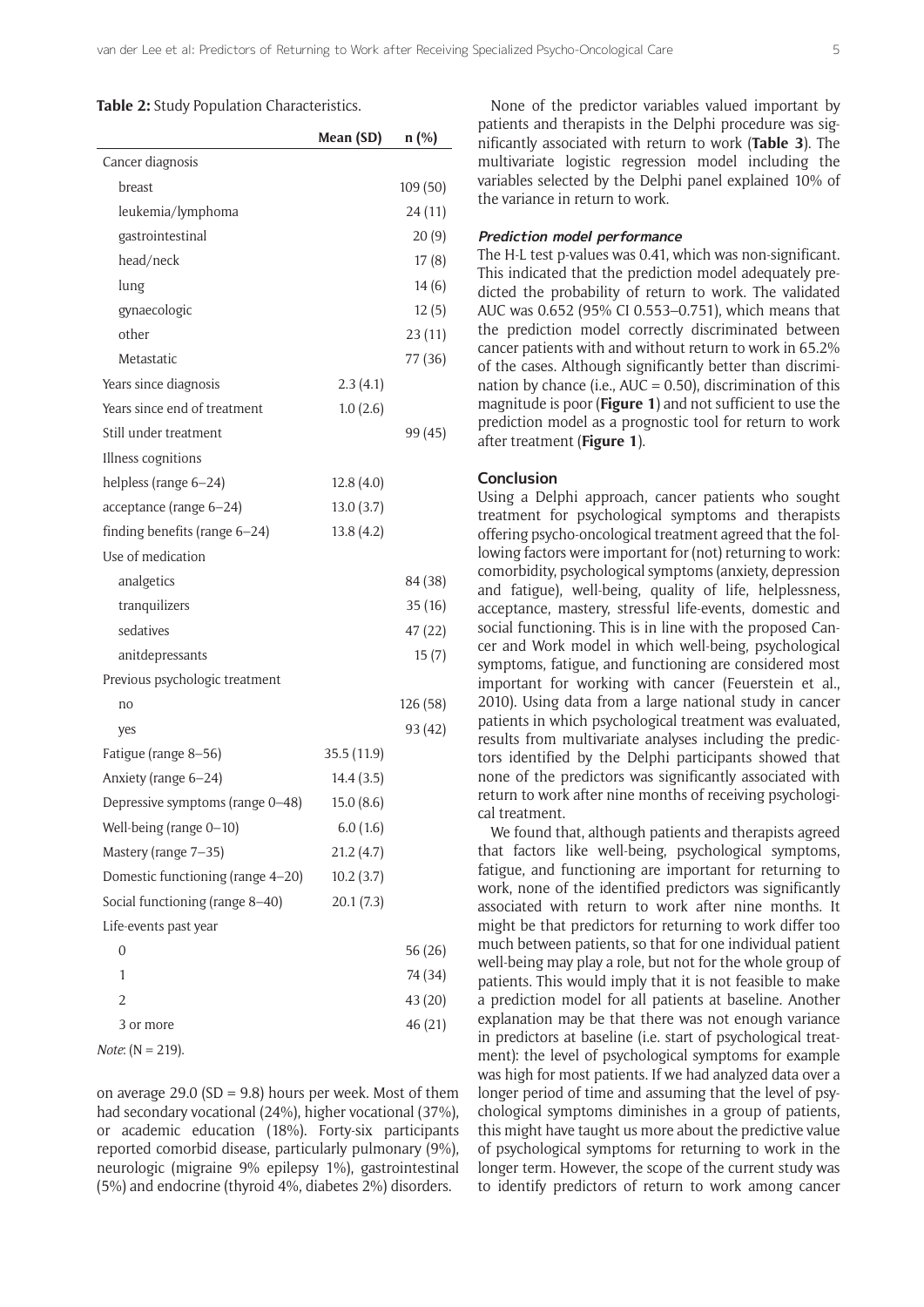**Table 2:** Study Population Characteristics.

| | Mean (SD) | n (%) |
|---|---|---|
| Cancer diagnosis | | |
| breast | | 109 (50) |
| leukemia/lymphoma | | 24 (11) |
| gastrointestinal | | 20 (9) |
| head/neck | | 17 (8) |
| lung | | 14 (6) |
| gynaecologic | | 12 (5) |
| other | | 23 (11) |
| Metastatic | | 77 (36) |
| Years since diagnosis | 2.3 (4.1) | |
| Years since end of treatment | 1.0 (2.6) | |
| Still under treatment | | 99 (45) |
| Illness cognitions | | |
| helpless (range 6–24) | 12.8 (4.0) | |
| acceptance (range 6–24) | 13.0 (3.7) | |
| finding benefits (range 6–24) | 13.8 (4.2) | |
| Use of medication | | |
| analgetics | | 84 (38) |
| tranquilizers | | 35 (16) |
| sedatives | | 47 (22) |
| anitdepressants | | 15 (7) |
| Previous psychologic treatment | | |
| no | | 126 (58) |
| yes | | 93 (42) |
| Fatigue (range 8–56) | 35.5 (11.9) | |
| Anxiety (range 6–24) | 14.4 (3.5) | |
| Depressive symptoms (range 0–48) | 15.0 (8.6) | |
| Well-being (range 0–10) | 6.0 (1.6) | |
| Mastery (range 7–35) | 21.2 (4.7) | |
| Domestic functioning (range 4–20) | 10.2 (3.7) | |
| Social functioning (range 8–40) | 20.1 (7.3) | |
| Life-events past year | | |
| 0 | | 56 (26) |
| 1 | | 74 (34) |
| 2 | | 43 (20) |
| 3 or more | | 46 (21) |

*Note*: (N = 219).

on average 29.0 (SD = 9.8) hours per week. Most of them had secondary vocational (24%), higher vocational (37%), or academic education (18%). Forty-six participants reported comorbid disease, particularly pulmonary (9%), neurologic (migraine 9% epilepsy 1%), gastrointestinal (5%) and endocrine (thyroid 4%, diabetes 2%) disorders.

None of the predictor variables valued important by patients and therapists in the Delphi procedure was significantly associated with return to work (**Table 3**). The multivariate logistic regression model including the variables selected by the Delphi panel explained 10% of the variance in return to work.

#### Prediction model performance

The H-L test p-values was 0.41, which was non-significant. This indicated that the prediction model adequately predicted the probability of return to work. The validated AUC was 0.652 (95% CI 0.553–0.751), which means that the prediction model correctly discriminated between cancer patients with and without return to work in 65.2% of the cases. Although significantly better than discrimination by chance (i.e., AUC = 0.50), discrimination of this magnitude is poor (**Figure 1**) and not sufficient to use the prediction model as a prognostic tool for return to work after treatment (**Figure 1**).

### Conclusion

Using a Delphi approach, cancer patients who sought treatment for psychological symptoms and therapists offering psycho-oncological treatment agreed that the following factors were important for (not) returning to work: comorbidity, psychological symptoms (anxiety, depression and fatigue), well-being, quality of life, helplessness, acceptance, mastery, stressful life-events, domestic and social functioning. This is in line with the proposed Cancer and Work model in which well-being, psychological symptoms, fatigue, and functioning are considered most important for working with cancer (Feuerstein et al., 2010). Using data from a large national study in cancer patients in which psychological treatment was evaluated, results from multivariate analyses including the predictors identified by the Delphi participants showed that none of the predictors was significantly associated with return to work after nine months of receiving psychological treatment.

We found that, although patients and therapists agreed that factors like well-being, psychological symptoms, fatigue, and functioning are important for returning to work, none of the identified predictors was significantly associated with return to work after nine months. It might be that predictors for returning to work differ too much between patients, so that for one individual patient well-being may play a role, but not for the whole group of patients. This would imply that it is not feasible to make a prediction model for all patients at baseline. Another explanation may be that there was not enough variance in predictors at baseline (i.e. start of psychological treatment): the level of psychological symptoms for example was high for most patients. If we had analyzed data over a longer period of time and assuming that the level of psychological symptoms diminishes in a group of patients, this might have taught us more about the predictive value of psychological symptoms for returning to work in the longer term. However, the scope of the current study was to identify predictors of return to work among cancer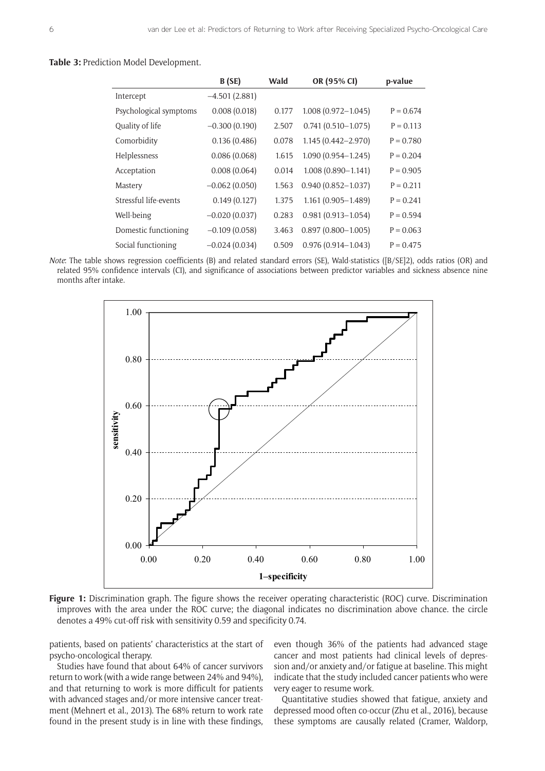**Table 3:** Prediction Model Development.

| | B (SE) | Wald | OR (95% CI) | p-value |
|---|---|---|---|---|
| Intercept | −4.501 (2.881) | | | |
| Psychological symptoms | 0.008 (0.018) | 0.177 | 1.008 (0.972–1.045) | P = 0.674 |
| Quality of life | −0.300 (0.190) | 2.507 | 0.741 (0.510–1.075) | P = 0.113 |
| Comorbidity | 0.136 (0.486) | 0.078 | 1.145 (0.442–2.970) | P = 0.780 |
| Helplessness | 0.086 (0.068) | 1.615 | 1.090 (0.954–1.245) | P = 0.204 |
| Acceptation | 0.008 (0.064) | 0.014 | 1.008 (0.890–1.141) | P = 0.905 |
| Mastery | −0.062 (0.050) | 1.563 | 0.940 (0.852–1.037) | P = 0.211 |
| Stressful life-events | 0.149 (0.127) | 1.375 | 1.161 (0.905–1.489) | P = 0.241 |
| Well-being | −0.020 (0.037) | 0.283 | 0.981 (0.913–1.054) | P = 0.594 |
| Domestic functioning | −0.109 (0.058) | 3.463 | 0.897 (0.800–1.005) | P = 0.063 |
| Social functioning | −0.024 (0.034) | 0.509 | 0.976 (0.914–1.043) | P = 0.475 |

*Note*: The table shows regression coefficients (B) and related standard errors (SE), Wald-statistics ([B/SE]2), odds ratios (OR) and related 95% confidence intervals (CI), and significance of associations between predictor variables and sickness absence nine months after intake.

**Figure 1:** Discrimination graph. The figure shows the receiver operating characteristic (ROC) curve. Discrimination improves with the area under the ROC curve; the diagonal indicates no discrimination above chance. the circle denotes a 49% cut-off risk with sensitivity 0.59 and specificity 0.74.

patients, based on patients' characteristics at the start of psycho-oncological therapy.

Studies have found that about 64% of cancer survivors return to work (with a wide range between 24% and 94%), and that returning to work is more difficult for patients with advanced stages and/or more intensive cancer treatment (Mehnert et al., 2013). The 68% return to work rate found in the present study is in line with these findings, even though 36% of the patients had advanced stage cancer and most patients had clinical levels of depression and/or anxiety and/or fatigue at baseline. This might indicate that the study included cancer patients who were very eager to resume work.

Quantitative studies showed that fatigue, anxiety and depressed mood often co-occur (Zhu et al., 2016), because these symptoms are causally related (Cramer, Waldorp,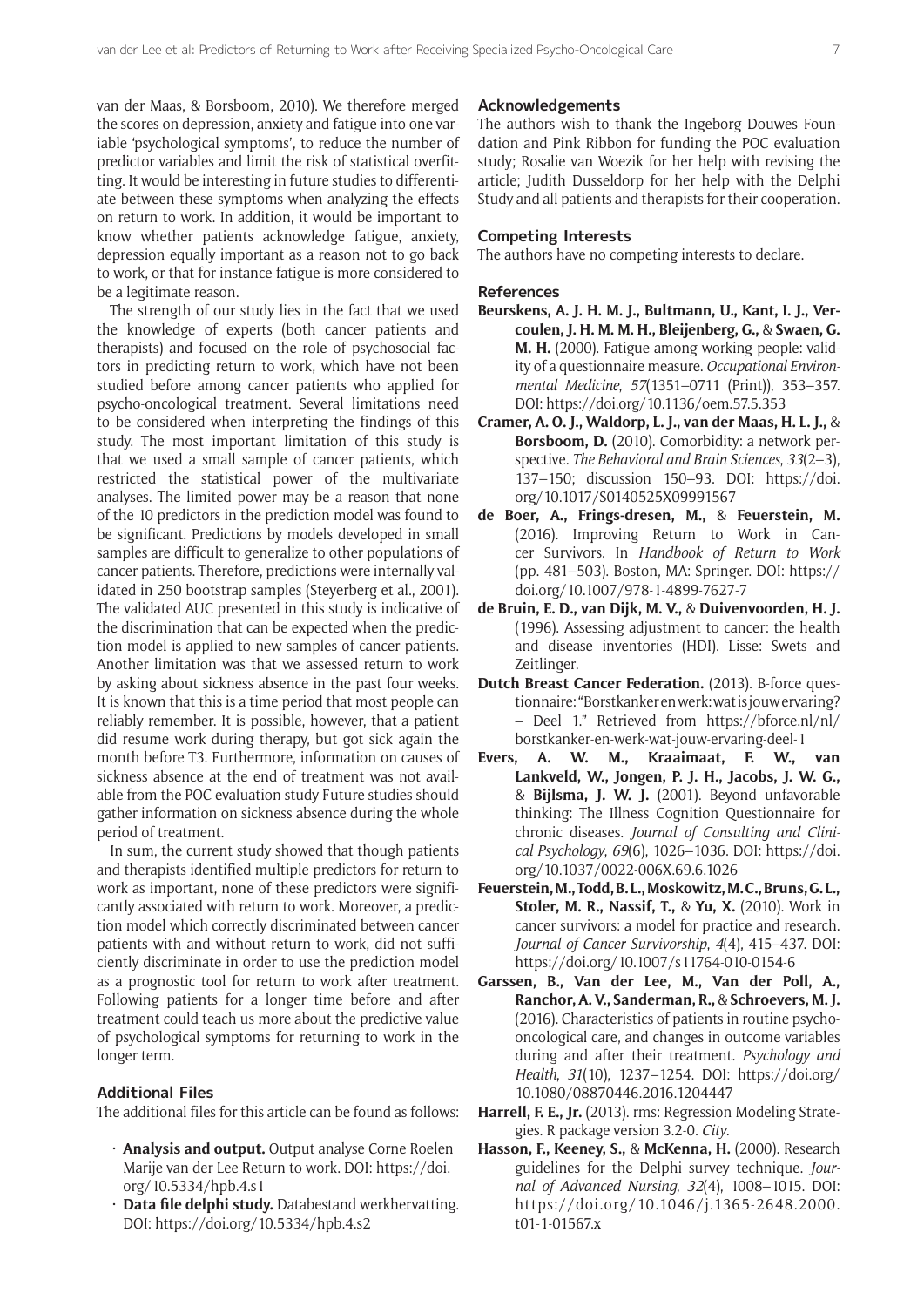van der Maas, & Borsboom, 2010). We therefore merged the scores on depression, anxiety and fatigue into one variable 'psychological symptoms', to reduce the number of predictor variables and limit the risk of statistical overfitting. It would be interesting in future studies to differentiate between these symptoms when analyzing the effects on return to work. In addition, it would be important to know whether patients acknowledge fatigue, anxiety, depression equally important as a reason not to go back to work, or that for instance fatigue is more considered to be a legitimate reason.

The strength of our study lies in the fact that we used the knowledge of experts (both cancer patients and therapists) and focused on the role of psychosocial factors in predicting return to work, which have not been studied before among cancer patients who applied for psycho-oncological treatment. Several limitations need to be considered when interpreting the findings of this study. The most important limitation of this study is that we used a small sample of cancer patients, which restricted the statistical power of the multivariate analyses. The limited power may be a reason that none of the 10 predictors in the prediction model was found to be significant. Predictions by models developed in small samples are difficult to generalize to other populations of cancer patients. Therefore, predictions were internally validated in 250 bootstrap samples (Steyerberg et al., 2001). The validated AUC presented in this study is indicative of the discrimination that can be expected when the prediction model is applied to new samples of cancer patients. Another limitation was that we assessed return to work by asking about sickness absence in the past four weeks. It is known that this is a time period that most people can reliably remember. It is possible, however, that a patient did resume work during therapy, but got sick again the month before T3. Furthermore, information on causes of sickness absence at the end of treatment was not available from the POC evaluation study Future studies should gather information on sickness absence during the whole period of treatment.

In sum, the current study showed that though patients and therapists identified multiple predictors for return to work as important, none of these predictors were significantly associated with return to work. Moreover, a prediction model which correctly discriminated between cancer patients with and without return to work, did not sufficiently discriminate in order to use the prediction model as a prognostic tool for return to work after treatment. Following patients for a longer time before and after treatment could teach us more about the predictive value of psychological symptoms for returning to work in the longer term.

## Additional Files

The additional files for this article can be found as follows:

- **Analysis and output.** Output analyse Corne Roelen Marije van der Lee Return to work. DOI: https://doi.org/10.5334/hpb.4.s1
- **Data file delphi study.** Databestand werkhervatting. DOI: https://doi.org/10.5334/hpb.4.s2

## Acknowledgements

The authors wish to thank the Ingeborg Douwes Foundation and Pink Ribbon for funding the POC evaluation study; Rosalie van Woezik for her help with revising the article; Judith Dusseldorp for her help with the Delphi Study and all patients and therapists for their cooperation.

## Competing Interests

The authors have no competing interests to declare.

## References

**Beurskens, A. J. H. M. J., Bultmann, U., Kant, I. J., Vercoulen, J. H. M. M. H., Bleijenberg, G.,** & **Swaen, G. M. H.** (2000). Fatigue among working people: validity of a questionnaire measure. *Occupational Environmental Medicine*, *57*(1351–0711 (Print)), 353–357. DOI: https://doi.org/10.1136/oem.57.5.353

**Cramer, A. O. J., Waldorp, L. J., van der Maas, H. L. J.,** & **Borsboom, D.** (2010). Comorbidity: a network perspective. *The Behavioral and Brain Sciences*, *33*(2–3), 137–150; discussion 150–93. DOI: https://doi.org/10.1017/S0140525X09991567

**de Boer, A., Frings-dresen, M.,** & **Feuerstein, M.** (2016). Improving Return to Work in Cancer Survivors. In *Handbook of Return to Work* (pp. 481–503). Boston, MA: Springer. DOI: https://doi.org/10.1007/978-1-4899-7627-7

**de Bruin, E. D., van Dijk, M. V.,** & **Duivenvoorden, H. J.** (1996). Assessing adjustment to cancer: the health and disease inventories (HDI). Lisse: Swets and Zeitlinger.

**Dutch Breast Cancer Federation.** (2013). B-force questionnaire: "Borstkanker en werk: wat is jouw ervaring? – Deel 1." Retrieved from https://bforce.nl/nl/borstkanker-en-werk-wat-jouw-ervaring-deel-1

**Evers, A. W. M., Kraaimaat, F. W., van Lankveld, W., Jongen, P. J. H., Jacobs, J. W. G.,** & **Bijlsma, J. W. J.** (2001). Beyond unfavorable thinking: The Illness Cognition Questionnaire for chronic diseases. *Journal of Consulting and Clinical Psychology*, *69*(6), 1026–1036. DOI: https://doi.org/10.1037/0022-006X.69.6.1026

**Feuerstein, M., Todd, B. L., Moskowitz, M. C., Bruns, G. L., Stoler, M. R., Nassif, T.,** & **Yu, X.** (2010). Work in cancer survivors: a model for practice and research. *Journal of Cancer Survivorship*, *4*(4), 415–437. DOI: https://doi.org/10.1007/s11764-010-0154-6

**Garssen, B., Van der Lee, M., Van der Poll, A., Ranchor, A. V., Sanderman, R.,** & **Schroevers, M. J.** (2016). Characteristics of patients in routine psycho-oncological care, and changes in outcome variables during and after their treatment. *Psychology and Health*, *31*(10), 1237–1254. DOI: https://doi.org/10.1080/08870446.2016.1204447

**Harrell, F. E., Jr.** (2013). rms: Regression Modeling Strategies. R package version 3.2-0. *City*.

**Hasson, F., Keeney, S.,** & **McKenna, H.** (2000). Research guidelines for the Delphi survey technique. *Journal of Advanced Nursing*, *32*(4), 1008–1015. DOI: https://doi.org/10.1046/j.1365-2648.2000.t01-1-01567.x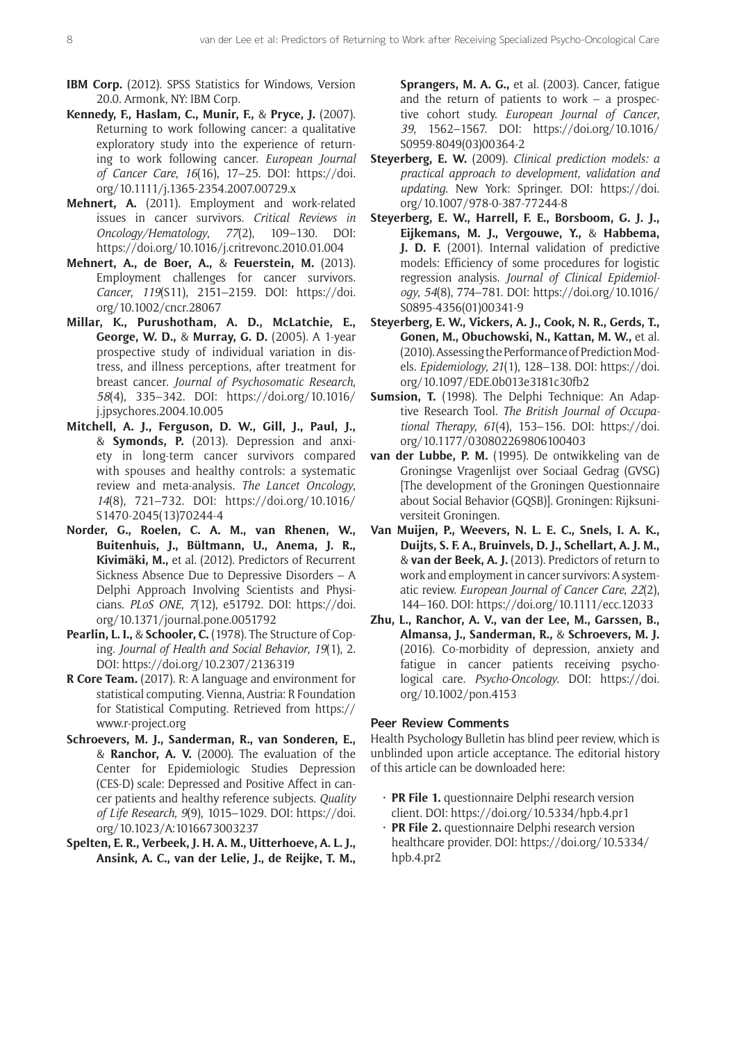**IBM Corp.** (2012). SPSS Statistics for Windows, Version 20.0. Armonk, NY: IBM Corp.

**Kennedy, F., Haslam, C., Munir, F.,** & **Pryce, J.** (2007). Returning to work following cancer: a qualitative exploratory study into the experience of returning to work following cancer. *European Journal of Cancer Care*, *16*(16), 17–25. DOI: https://doi.org/10.1111/j.1365-2354.2007.00729.x

**Mehnert, A.** (2011). Employment and work-related issues in cancer survivors. *Critical Reviews in Oncology/Hematology*, *77*(2), 109–130. DOI: https://doi.org/10.1016/j.critrevonc.2010.01.004

**Mehnert, A., de Boer, A.,** & **Feuerstein, M.** (2013). Employment challenges for cancer survivors. *Cancer*, *119*(S11), 2151–2159. DOI: https://doi.org/10.1002/cncr.28067

**Millar, K., Purushotham, A. D., McLatchie, E., George, W. D.,** & **Murray, G. D.** (2005). A 1-year prospective study of individual variation in distress, and illness perceptions, after treatment for breast cancer. *Journal of Psychosomatic Research*, *58*(4), 335–342. DOI: https://doi.org/10.1016/j.jpsychores.2004.10.005

**Mitchell, A. J., Ferguson, D. W., Gill, J., Paul, J.,** & **Symonds, P.** (2013). Depression and anxiety in long-term cancer survivors compared with spouses and healthy controls: a systematic review and meta-analysis. *The Lancet Oncology*, *14*(8), 721–732. DOI: https://doi.org/10.1016/S1470-2045(13)70244-4

**Norder, G., Roelen, C. A. M., van Rhenen, W., Buitenhuis, J., Bültmann, U., Anema, J. R., Kivimäki, M.,** et al. (2012). Predictors of Recurrent Sickness Absence Due to Depressive Disorders – A Delphi Approach Involving Scientists and Physicians. *PLoS ONE*, *7*(12), e51792. DOI: https://doi.org/10.1371/journal.pone.0051792

**Pearlin, L. I.,** & **Schooler, C.** (1978). The Structure of Coping. *Journal of Health and Social Behavior*, *19*(1), 2. DOI: https://doi.org/10.2307/2136319

**R Core Team.** (2017). R: A language and environment for statistical computing. Vienna, Austria: R Foundation for Statistical Computing. Retrieved from https://www.r-project.org

**Schroevers, M. J., Sanderman, R., van Sonderen, E.,** & **Ranchor, A. V.** (2000). The evaluation of the Center for Epidemiologic Studies Depression (CES-D) scale: Depressed and Positive Affect in cancer patients and healthy reference subjects. *Quality of Life Research*, *9*(9), 1015–1029. DOI: https://doi.org/10.1023/A:1016673003237

**Spelten, E. R., Verbeek, J. H. A. M., Uitterhoeve, A. L. J., Ansink, A. C., van der Lelie, J., de Reijke, T. M., Sprangers, M. A. G.,** et al. (2003). Cancer, fatigue and the return of patients to work – a prospective cohort study. *European Journal of Cancer*, *39*, 1562–1567. DOI: https://doi.org/10.1016/S0959-8049(03)00364-2

**Steyerberg, E. W.** (2009). *Clinical prediction models: a practical approach to development, validation and updating*. New York: Springer. DOI: https://doi.org/10.1007/978-0-387-77244-8

**Steyerberg, E. W., Harrell, F. E., Borsboom, G. J. J., Eijkemans, M. J., Vergouwe, Y.,** & **Habbema, J. D. F.** (2001). Internal validation of predictive models: Efficiency of some procedures for logistic regression analysis. *Journal of Clinical Epidemiology*, *54*(8), 774–781. DOI: https://doi.org/10.1016/S0895-4356(01)00341-9

**Steyerberg, E. W., Vickers, A. J., Cook, N. R., Gerds, T., Gonen, M., Obuchowski, N., Kattan, M. W.,** et al. (2010). Assessing the Performance of Prediction Models. *Epidemiology*, *21*(1), 128–138. DOI: https://doi.org/10.1097/EDE.0b013e3181c30fb2

**Sumsion, T.** (1998). The Delphi Technique: An Adaptive Research Tool. *The British Journal of Occupational Therapy*, *61*(4), 153–156. DOI: https://doi.org/10.1177/030802269806100403

**van der Lubbe, P. M.** (1995). De ontwikkeling van de Groningse Vragenlijst over Sociaal Gedrag (GVSG) [The development of the Groningen Questionnaire about Social Behavior (GQSB)]. Groningen: Rijksuniversiteit Groningen.

**Van Muijen, P., Weevers, N. L. E. C., Snels, I. A. K., Duijts, S. F. A., Bruinvels, D. J., Schellart, A. J. M.,** & **van der Beek, A. J.** (2013). Predictors of return to work and employment in cancer survivors: A systematic review. *European Journal of Cancer Care*, *22*(2), 144–160. DOI: https://doi.org/10.1111/ecc.12033

**Zhu, L., Ranchor, A. V., van der Lee, M., Garssen, B., Almansa, J., Sanderman, R.,** & **Schroevers, M. J.** (2016). Co-morbidity of depression, anxiety and fatigue in cancer patients receiving psychological care. *Psycho-Oncology*. DOI: https://doi.org/10.1002/pon.4153

### Peer Review Comments

Health Psychology Bulletin has blind peer review, which is unblinded upon article acceptance. The editorial history of this article can be downloaded here:

- **PR File 1.** questionnaire Delphi research version client. DOI: https://doi.org/10.5334/hpb.4.pr1
- **PR File 2.** questionnaire Delphi research version healthcare provider. DOI: https://doi.org/10.5334/hpb.4.pr2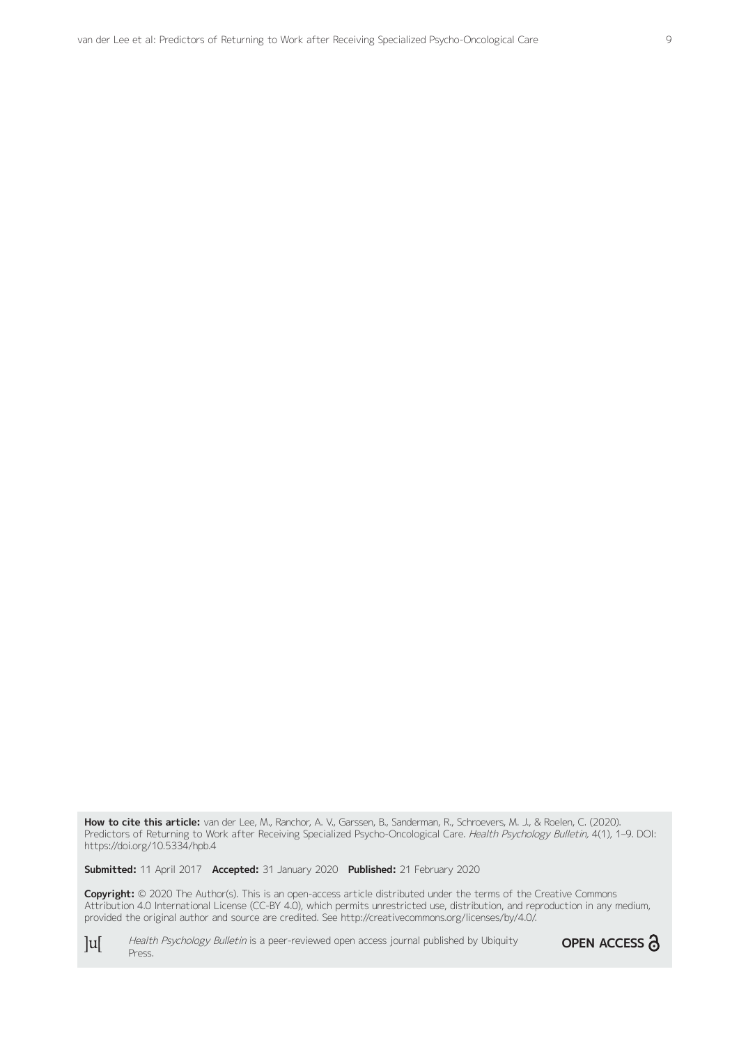**How to cite this article:** van der Lee, M., Ranchor, A. V., Garssen, B., Sanderman, R., Schroevers, M. J., & Roelen, C. (2020). Predictors of Returning to Work after Receiving Specialized Psycho-Oncological Care. *Health Psychology Bulletin,* 4(1), 1–9. DOI: https://doi.org/10.5334/hpb.4

**Submitted:** 11 April 2017 **Accepted:** 31 January 2020 **Published:** 21 February 2020

**Copyright:** © 2020 The Author(s). This is an open-access article distributed under the terms of the Creative Commons Attribution 4.0 International License (CC-BY 4.0), which permits unrestricted use, distribution, and reproduction in any medium, provided the original author and source are credited. See http://creativecommons.org/licenses/by/4.0/.

*Health Psychology Bulletin* is a peer-reviewed open access journal published by Ubiquity Press.

OPEN ACCESS